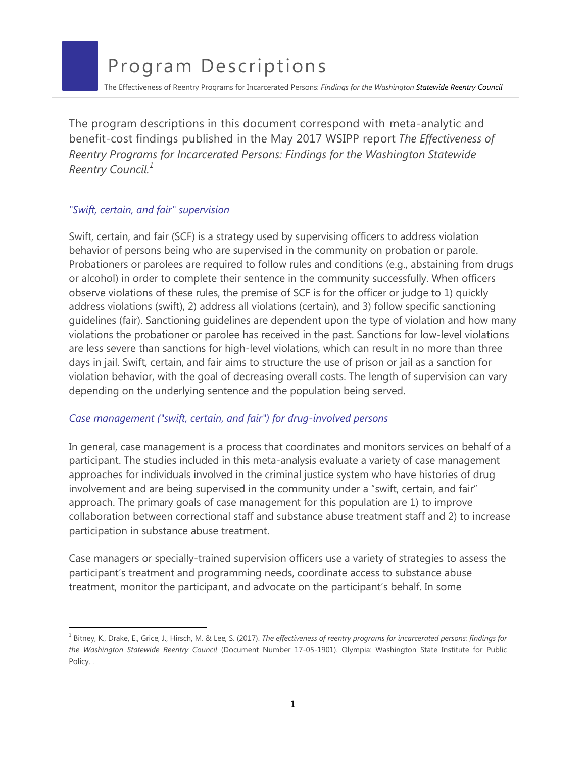# Program Descriptions

The Effectiveness of Reentry Programs for Incarcerated Persons: *Findings for the Washington* ***Statewide Reentry Council***

The program descriptions in this document correspond with meta-analytic and benefit-cost findings published in the May 2017 WSIPP report *The Effectiveness of Reentry Programs for Incarcerated Persons: Findings for the Washington Statewide Reentry Council.*[1]

### *"Swift, certain, and fair" supervision*

Swift, certain, and fair (SCF) is a strategy used by supervising officers to address violation behavior of persons being who are supervised in the community on probation or parole. Probationers or parolees are required to follow rules and conditions (e.g., abstaining from drugs or alcohol) in order to complete their sentence in the community successfully. When officers observe violations of these rules, the premise of SCF is for the officer or judge to 1) quickly address violations (swift), 2) address all violations (certain), and 3) follow specific sanctioning guidelines (fair). Sanctioning guidelines are dependent upon the type of violation and how many violations the probationer or parolee has received in the past. Sanctions for low-level violations are less severe than sanctions for high-level violations, which can result in no more than three days in jail. Swift, certain, and fair aims to structure the use of prison or jail as a sanction for violation behavior, with the goal of decreasing overall costs. The length of supervision can vary depending on the underlying sentence and the population being served.

### *Case management ("swift, certain, and fair") for drug-involved persons*

In general, case management is a process that coordinates and monitors services on behalf of a participant. The studies included in this meta-analysis evaluate a variety of case management approaches for individuals involved in the criminal justice system who have histories of drug involvement and are being supervised in the community under a "swift, certain, and fair" approach. The primary goals of case management for this population are 1) to improve collaboration between correctional staff and substance abuse treatment staff and 2) to increase participation in substance abuse treatment.

Case managers or specially-trained supervision officers use a variety of strategies to assess the participant's treatment and programming needs, coordinate access to substance abuse treatment, monitor the participant, and advocate on the participant's behalf. In some

---

[1] Bitney, K., Drake, E., Grice, J., Hirsch, M. & Lee, S. (2017). *The effectiveness of reentry programs for incarcerated persons: findings for the Washington Statewide Reentry Council* (Document Number 17-05-1901). Olympia: Washington State Institute for Public Policy. .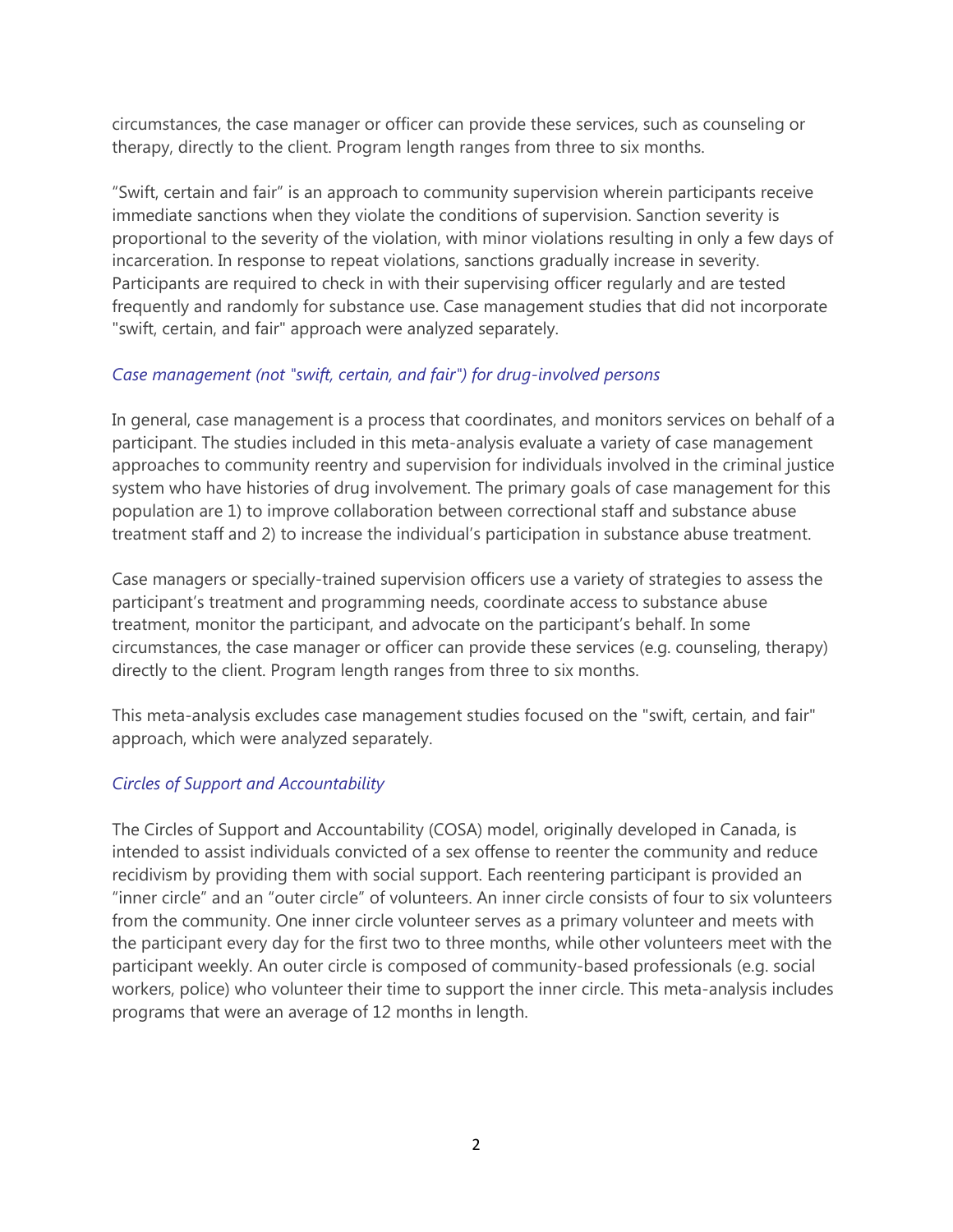circumstances, the case manager or officer can provide these services, such as counseling or therapy, directly to the client. Program length ranges from three to six months.

"Swift, certain and fair" is an approach to community supervision wherein participants receive immediate sanctions when they violate the conditions of supervision. Sanction severity is proportional to the severity of the violation, with minor violations resulting in only a few days of incarceration. In response to repeat violations, sanctions gradually increase in severity. Participants are required to check in with their supervising officer regularly and are tested frequently and randomly for substance use. Case management studies that did not incorporate "swift, certain, and fair" approach were analyzed separately.

### *Case management (not "swift, certain, and fair") for drug-involved persons*

In general, case management is a process that coordinates, and monitors services on behalf of a participant. The studies included in this meta-analysis evaluate a variety of case management approaches to community reentry and supervision for individuals involved in the criminal justice system who have histories of drug involvement. The primary goals of case management for this population are 1) to improve collaboration between correctional staff and substance abuse treatment staff and 2) to increase the individual's participation in substance abuse treatment.

Case managers or specially-trained supervision officers use a variety of strategies to assess the participant's treatment and programming needs, coordinate access to substance abuse treatment, monitor the participant, and advocate on the participant's behalf. In some circumstances, the case manager or officer can provide these services (e.g. counseling, therapy) directly to the client. Program length ranges from three to six months.

This meta-analysis excludes case management studies focused on the "swift, certain, and fair" approach, which were analyzed separately.

### *Circles of Support and Accountability*

The Circles of Support and Accountability (COSA) model, originally developed in Canada, is intended to assist individuals convicted of a sex offense to reenter the community and reduce recidivism by providing them with social support. Each reentering participant is provided an "inner circle" and an "outer circle" of volunteers. An inner circle consists of four to six volunteers from the community. One inner circle volunteer serves as a primary volunteer and meets with the participant every day for the first two to three months, while other volunteers meet with the participant weekly. An outer circle is composed of community-based professionals (e.g. social workers, police) who volunteer their time to support the inner circle. This meta-analysis includes programs that were an average of 12 months in length.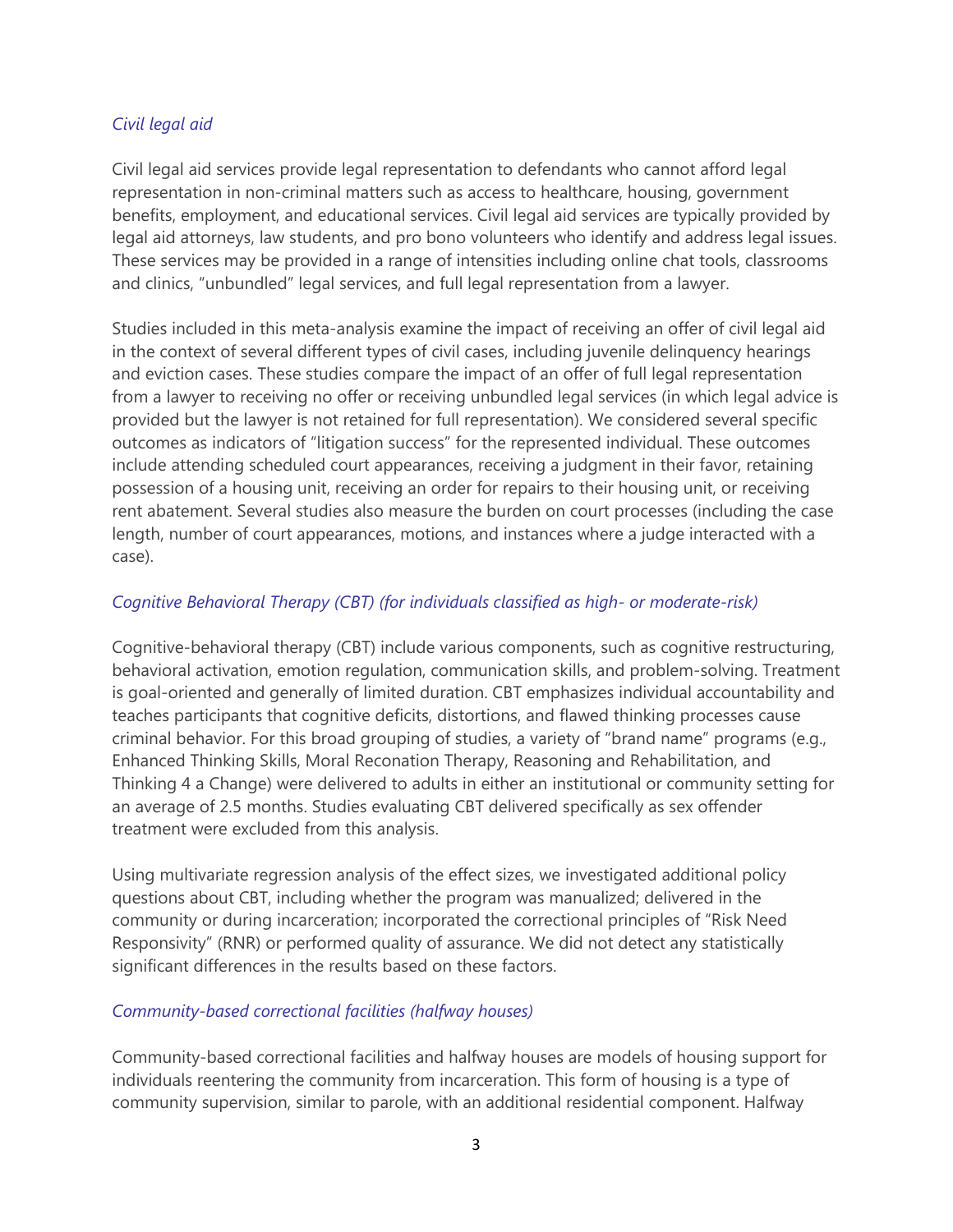*Civil legal aid*

Civil legal aid services provide legal representation to defendants who cannot afford legal representation in non-criminal matters such as access to healthcare, housing, government benefits, employment, and educational services. Civil legal aid services are typically provided by legal aid attorneys, law students, and pro bono volunteers who identify and address legal issues. These services may be provided in a range of intensities including online chat tools, classrooms and clinics, "unbundled" legal services, and full legal representation from a lawyer.

Studies included in this meta-analysis examine the impact of receiving an offer of civil legal aid in the context of several different types of civil cases, including juvenile delinquency hearings and eviction cases. These studies compare the impact of an offer of full legal representation from a lawyer to receiving no offer or receiving unbundled legal services (in which legal advice is provided but the lawyer is not retained for full representation). We considered several specific outcomes as indicators of "litigation success" for the represented individual. These outcomes include attending scheduled court appearances, receiving a judgment in their favor, retaining possession of a housing unit, receiving an order for repairs to their housing unit, or receiving rent abatement. Several studies also measure the burden on court processes (including the case length, number of court appearances, motions, and instances where a judge interacted with a case).

*Cognitive Behavioral Therapy (CBT) (for individuals classified as high- or moderate-risk)*

Cognitive-behavioral therapy (CBT) include various components, such as cognitive restructuring, behavioral activation, emotion regulation, communication skills, and problem-solving. Treatment is goal-oriented and generally of limited duration. CBT emphasizes individual accountability and teaches participants that cognitive deficits, distortions, and flawed thinking processes cause criminal behavior. For this broad grouping of studies, a variety of "brand name" programs (e.g., Enhanced Thinking Skills, Moral Reconation Therapy, Reasoning and Rehabilitation, and Thinking 4 a Change) were delivered to adults in either an institutional or community setting for an average of 2.5 months. Studies evaluating CBT delivered specifically as sex offender treatment were excluded from this analysis.

Using multivariate regression analysis of the effect sizes, we investigated additional policy questions about CBT, including whether the program was manualized; delivered in the community or during incarceration; incorporated the correctional principles of "Risk Need Responsivity" (RNR) or performed quality of assurance. We did not detect any statistically significant differences in the results based on these factors.

*Community-based correctional facilities (halfway houses)*

Community-based correctional facilities and halfway houses are models of housing support for individuals reentering the community from incarceration. This form of housing is a type of community supervision, similar to parole, with an additional residential component. Halfway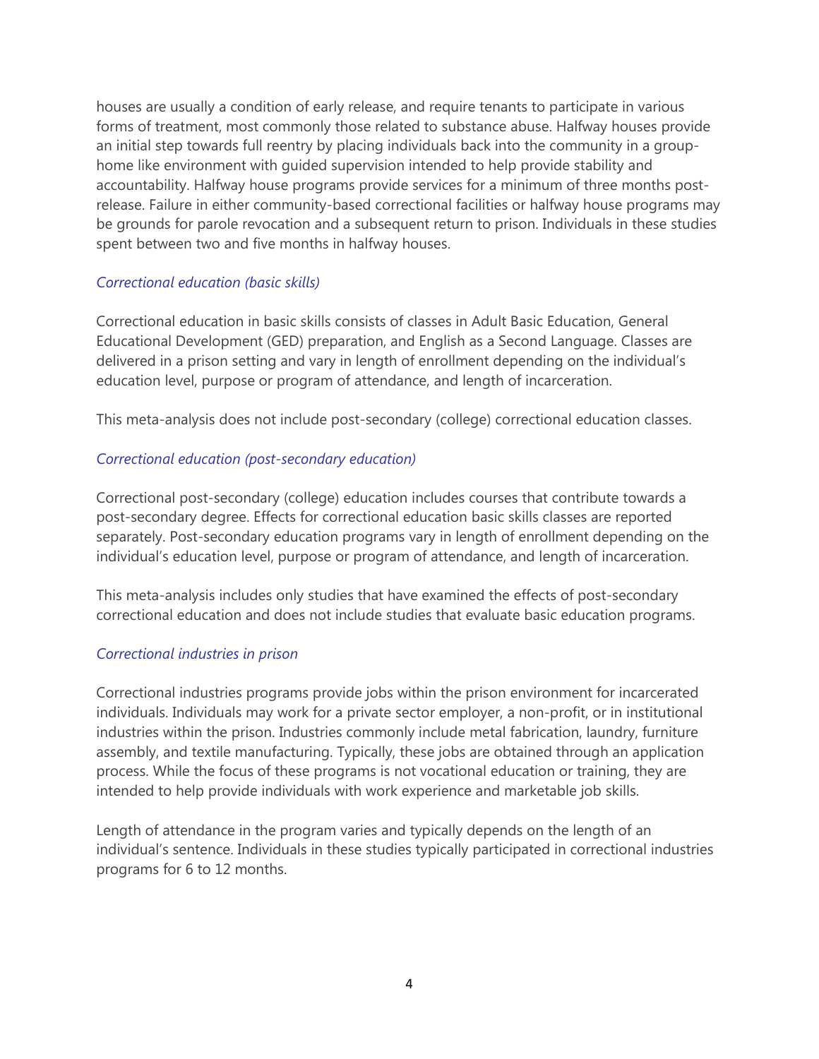houses are usually a condition of early release, and require tenants to participate in various forms of treatment, most commonly those related to substance abuse. Halfway houses provide an initial step towards full reentry by placing individuals back into the community in a group-home like environment with guided supervision intended to help provide stability and accountability. Halfway house programs provide services for a minimum of three months post-release. Failure in either community-based correctional facilities or halfway house programs may be grounds for parole revocation and a subsequent return to prison. Individuals in these studies spent between two and five months in halfway houses.

### *Correctional education (basic skills)*

Correctional education in basic skills consists of classes in Adult Basic Education, General Educational Development (GED) preparation, and English as a Second Language. Classes are delivered in a prison setting and vary in length of enrollment depending on the individual's education level, purpose or program of attendance, and length of incarceration.

This meta-analysis does not include post-secondary (college) correctional education classes.

### *Correctional education (post-secondary education)*

Correctional post-secondary (college) education includes courses that contribute towards a post-secondary degree. Effects for correctional education basic skills classes are reported separately. Post-secondary education programs vary in length of enrollment depending on the individual's education level, purpose or program of attendance, and length of incarceration.

This meta-analysis includes only studies that have examined the effects of post-secondary correctional education and does not include studies that evaluate basic education programs.

### *Correctional industries in prison*

Correctional industries programs provide jobs within the prison environment for incarcerated individuals. Individuals may work for a private sector employer, a non-profit, or in institutional industries within the prison. Industries commonly include metal fabrication, laundry, furniture assembly, and textile manufacturing. Typically, these jobs are obtained through an application process. While the focus of these programs is not vocational education or training, they are intended to help provide individuals with work experience and marketable job skills.

Length of attendance in the program varies and typically depends on the length of an individual's sentence. Individuals in these studies typically participated in correctional industries programs for 6 to 12 months.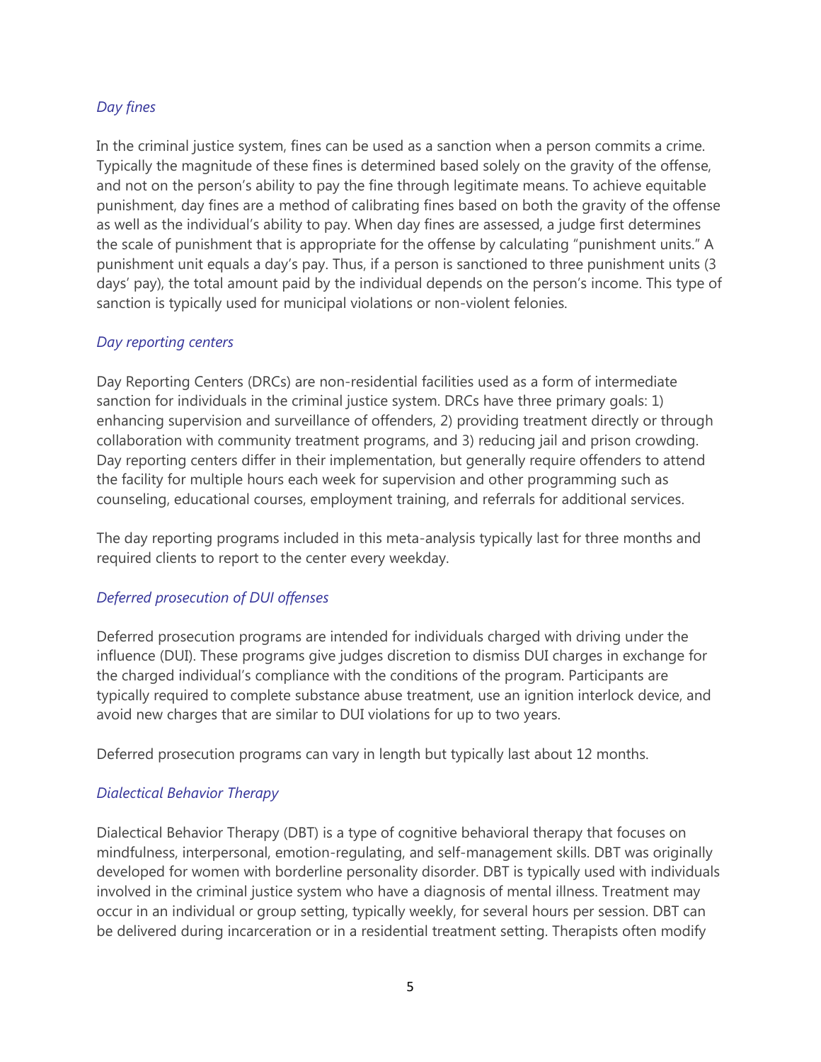*Day fines*

In the criminal justice system, fines can be used as a sanction when a person commits a crime. Typically the magnitude of these fines is determined based solely on the gravity of the offense, and not on the person's ability to pay the fine through legitimate means. To achieve equitable punishment, day fines are a method of calibrating fines based on both the gravity of the offense as well as the individual's ability to pay. When day fines are assessed, a judge first determines the scale of punishment that is appropriate for the offense by calculating "punishment units." A punishment unit equals a day's pay. Thus, if a person is sanctioned to three punishment units (3 days' pay), the total amount paid by the individual depends on the person's income. This type of sanction is typically used for municipal violations or non-violent felonies.

*Day reporting centers*

Day Reporting Centers (DRCs) are non-residential facilities used as a form of intermediate sanction for individuals in the criminal justice system. DRCs have three primary goals: 1) enhancing supervision and surveillance of offenders, 2) providing treatment directly or through collaboration with community treatment programs, and 3) reducing jail and prison crowding. Day reporting centers differ in their implementation, but generally require offenders to attend the facility for multiple hours each week for supervision and other programming such as counseling, educational courses, employment training, and referrals for additional services.

The day reporting programs included in this meta-analysis typically last for three months and required clients to report to the center every weekday.

*Deferred prosecution of DUI offenses*

Deferred prosecution programs are intended for individuals charged with driving under the influence (DUI). These programs give judges discretion to dismiss DUI charges in exchange for the charged individual's compliance with the conditions of the program. Participants are typically required to complete substance abuse treatment, use an ignition interlock device, and avoid new charges that are similar to DUI violations for up to two years.

Deferred prosecution programs can vary in length but typically last about 12 months.

*Dialectical Behavior Therapy*

Dialectical Behavior Therapy (DBT) is a type of cognitive behavioral therapy that focuses on mindfulness, interpersonal, emotion-regulating, and self-management skills. DBT was originally developed for women with borderline personality disorder. DBT is typically used with individuals involved in the criminal justice system who have a diagnosis of mental illness. Treatment may occur in an individual or group setting, typically weekly, for several hours per session. DBT can be delivered during incarceration or in a residential treatment setting. Therapists often modify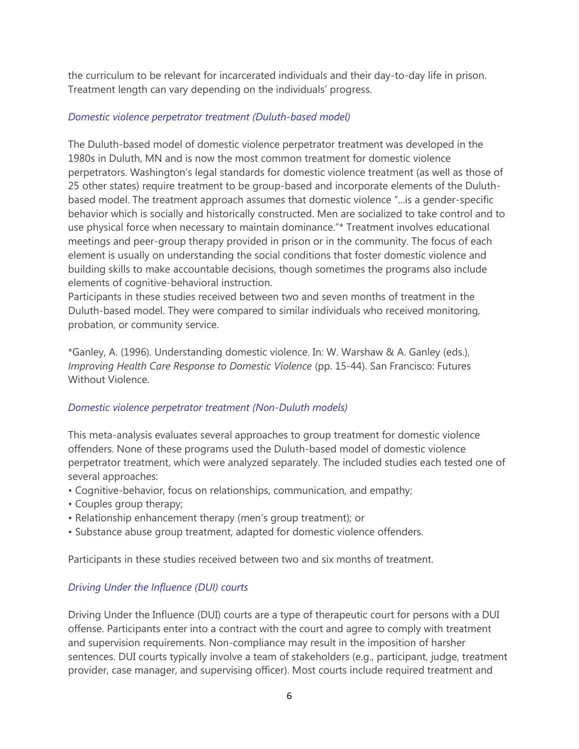the curriculum to be relevant for incarcerated individuals and their day-to-day life in prison. Treatment length can vary depending on the individuals' progress.

*Domestic violence perpetrator treatment (Duluth-based model)*

The Duluth-based model of domestic violence perpetrator treatment was developed in the 1980s in Duluth, MN and is now the most common treatment for domestic violence perpetrators. Washington's legal standards for domestic violence treatment (as well as those of 25 other states) require treatment to be group-based and incorporate elements of the Duluth-based model. The treatment approach assumes that domestic violence "...is a gender-specific behavior which is socially and historically constructed. Men are socialized to take control and to use physical force when necessary to maintain dominance."* Treatment involves educational meetings and peer-group therapy provided in prison or in the community. The focus of each element is usually on understanding the social conditions that foster domestic violence and building skills to make accountable decisions, though sometimes the programs also include elements of cognitive-behavioral instruction.
Participants in these studies received between two and seven months of treatment in the Duluth-based model. They were compared to similar individuals who received monitoring, probation, or community service.

*Ganley, A. (1996). Understanding domestic violence. In: W. Warshaw & A. Ganley (eds.), *Improving Health Care Response to Domestic Violence* (pp. 15-44). San Francisco: Futures Without Violence.

*Domestic violence perpetrator treatment (Non-Duluth models)*

This meta-analysis evaluates several approaches to group treatment for domestic violence offenders. None of these programs used the Duluth-based model of domestic violence perpetrator treatment, which were analyzed separately. The included studies each tested one of several approaches:

- Cognitive-behavior, focus on relationships, communication, and empathy;
- Couples group therapy;
- Relationship enhancement therapy (men's group treatment); or
- Substance abuse group treatment, adapted for domestic violence offenders.

Participants in these studies received between two and six months of treatment.

*Driving Under the Influence (DUI) courts*

Driving Under the Influence (DUI) courts are a type of therapeutic court for persons with a DUI offense. Participants enter into a contract with the court and agree to comply with treatment and supervision requirements. Non-compliance may result in the imposition of harsher sentences. DUI courts typically involve a team of stakeholders (e.g., participant, judge, treatment provider, case manager, and supervising officer). Most courts include required treatment and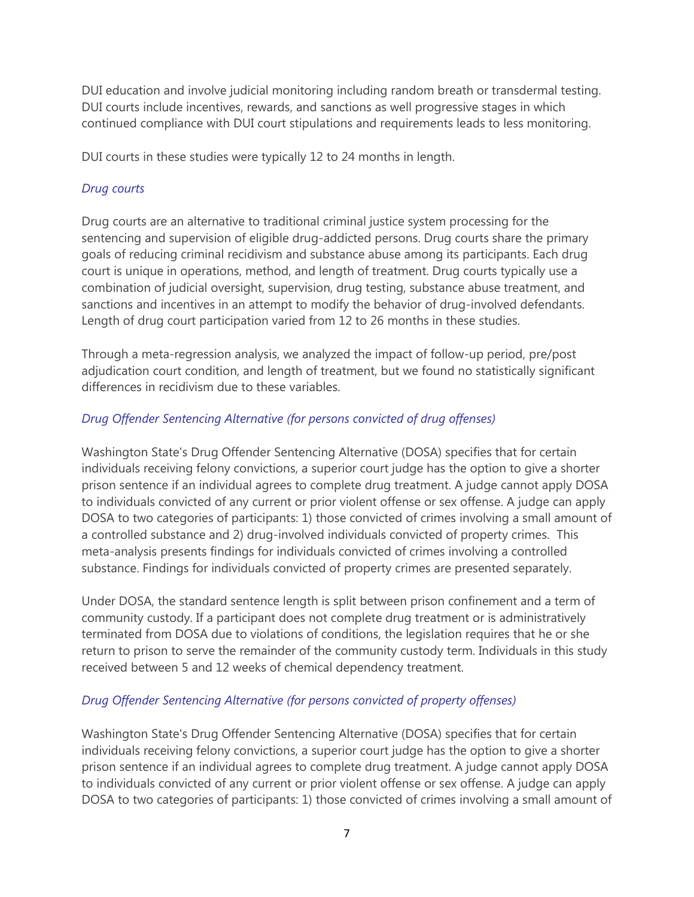DUI education and involve judicial monitoring including random breath or transdermal testing. DUI courts include incentives, rewards, and sanctions as well progressive stages in which continued compliance with DUI court stipulations and requirements leads to less monitoring.

DUI courts in these studies were typically 12 to 24 months in length.

*Drug courts*

Drug courts are an alternative to traditional criminal justice system processing for the sentencing and supervision of eligible drug-addicted persons. Drug courts share the primary goals of reducing criminal recidivism and substance abuse among its participants. Each drug court is unique in operations, method, and length of treatment. Drug courts typically use a combination of judicial oversight, supervision, drug testing, substance abuse treatment, and sanctions and incentives in an attempt to modify the behavior of drug-involved defendants. Length of drug court participation varied from 12 to 26 months in these studies.

Through a meta-regression analysis, we analyzed the impact of follow-up period, pre/post adjudication court condition, and length of treatment, but we found no statistically significant differences in recidivism due to these variables.

*Drug Offender Sentencing Alternative (for persons convicted of drug offenses)*

Washington State's Drug Offender Sentencing Alternative (DOSA) specifies that for certain individuals receiving felony convictions, a superior court judge has the option to give a shorter prison sentence if an individual agrees to complete drug treatment. A judge cannot apply DOSA to individuals convicted of any current or prior violent offense or sex offense. A judge can apply DOSA to two categories of participants: 1) those convicted of crimes involving a small amount of a controlled substance and 2) drug-involved individuals convicted of property crimes. This meta-analysis presents findings for individuals convicted of crimes involving a controlled substance. Findings for individuals convicted of property crimes are presented separately.

Under DOSA, the standard sentence length is split between prison confinement and a term of community custody. If a participant does not complete drug treatment or is administratively terminated from DOSA due to violations of conditions, the legislation requires that he or she return to prison to serve the remainder of the community custody term. Individuals in this study received between 5 and 12 weeks of chemical dependency treatment.

*Drug Offender Sentencing Alternative (for persons convicted of property offenses)*

Washington State's Drug Offender Sentencing Alternative (DOSA) specifies that for certain individuals receiving felony convictions, a superior court judge has the option to give a shorter prison sentence if an individual agrees to complete drug treatment. A judge cannot apply DOSA to individuals convicted of any current or prior violent offense or sex offense. A judge can apply DOSA to two categories of participants: 1) those convicted of crimes involving a small amount of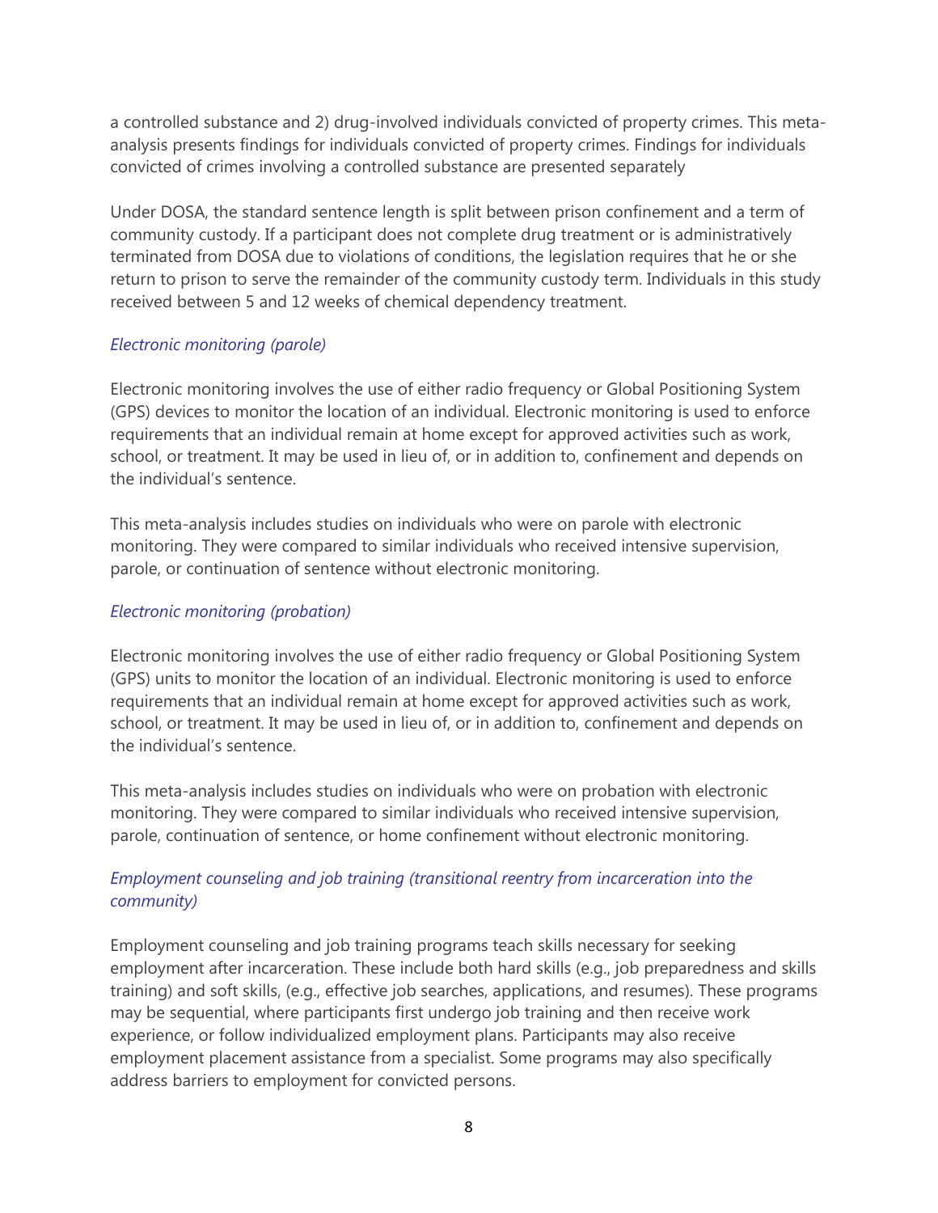a controlled substance and 2) drug-involved individuals convicted of property crimes. This meta-analysis presents findings for individuals convicted of property crimes. Findings for individuals convicted of crimes involving a controlled substance are presented separately

Under DOSA, the standard sentence length is split between prison confinement and a term of community custody. If a participant does not complete drug treatment or is administratively terminated from DOSA due to violations of conditions, the legislation requires that he or she return to prison to serve the remainder of the community custody term. Individuals in this study received between 5 and 12 weeks of chemical dependency treatment.

*Electronic monitoring (parole)*

Electronic monitoring involves the use of either radio frequency or Global Positioning System (GPS) devices to monitor the location of an individual. Electronic monitoring is used to enforce requirements that an individual remain at home except for approved activities such as work, school, or treatment. It may be used in lieu of, or in addition to, confinement and depends on the individual's sentence.

This meta-analysis includes studies on individuals who were on parole with electronic monitoring. They were compared to similar individuals who received intensive supervision, parole, or continuation of sentence without electronic monitoring.

*Electronic monitoring (probation)*

Electronic monitoring involves the use of either radio frequency or Global Positioning System (GPS) units to monitor the location of an individual. Electronic monitoring is used to enforce requirements that an individual remain at home except for approved activities such as work, school, or treatment. It may be used in lieu of, or in addition to, confinement and depends on the individual's sentence.

This meta-analysis includes studies on individuals who were on probation with electronic monitoring. They were compared to similar individuals who received intensive supervision, parole, continuation of sentence, or home confinement without electronic monitoring.

*Employment counseling and job training (transitional reentry from incarceration into the community)*

Employment counseling and job training programs teach skills necessary for seeking employment after incarceration. These include both hard skills (e.g., job preparedness and skills training) and soft skills, (e.g., effective job searches, applications, and resumes). These programs may be sequential, where participants first undergo job training and then receive work experience, or follow individualized employment plans. Participants may also receive employment placement assistance from a specialist. Some programs may also specifically address barriers to employment for convicted persons.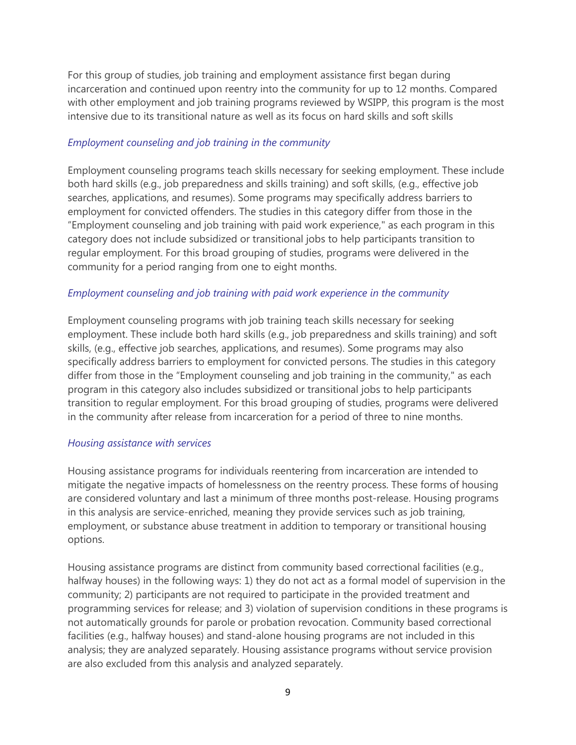For this group of studies, job training and employment assistance first began during incarceration and continued upon reentry into the community for up to 12 months. Compared with other employment and job training programs reviewed by WSIPP, this program is the most intensive due to its transitional nature as well as its focus on hard skills and soft skills

*Employment counseling and job training in the community*

Employment counseling programs teach skills necessary for seeking employment. These include both hard skills (e.g., job preparedness and skills training) and soft skills, (e.g., effective job searches, applications, and resumes). Some programs may specifically address barriers to employment for convicted offenders. The studies in this category differ from those in the "Employment counseling and job training with paid work experience," as each program in this category does not include subsidized or transitional jobs to help participants transition to regular employment. For this broad grouping of studies, programs were delivered in the community for a period ranging from one to eight months.

*Employment counseling and job training with paid work experience in the community*

Employment counseling programs with job training teach skills necessary for seeking employment. These include both hard skills (e.g., job preparedness and skills training) and soft skills, (e.g., effective job searches, applications, and resumes). Some programs may also specifically address barriers to employment for convicted persons. The studies in this category differ from those in the "Employment counseling and job training in the community," as each program in this category also includes subsidized or transitional jobs to help participants transition to regular employment. For this broad grouping of studies, programs were delivered in the community after release from incarceration for a period of three to nine months.

*Housing assistance with services*

Housing assistance programs for individuals reentering from incarceration are intended to mitigate the negative impacts of homelessness on the reentry process. These forms of housing are considered voluntary and last a minimum of three months post-release. Housing programs in this analysis are service-enriched, meaning they provide services such as job training, employment, or substance abuse treatment in addition to temporary or transitional housing options.

Housing assistance programs are distinct from community based correctional facilities (e.g., halfway houses) in the following ways: 1) they do not act as a formal model of supervision in the community; 2) participants are not required to participate in the provided treatment and programming services for release; and 3) violation of supervision conditions in these programs is not automatically grounds for parole or probation revocation. Community based correctional facilities (e.g., halfway houses) and stand-alone housing programs are not included in this analysis; they are analyzed separately. Housing assistance programs without service provision are also excluded from this analysis and analyzed separately.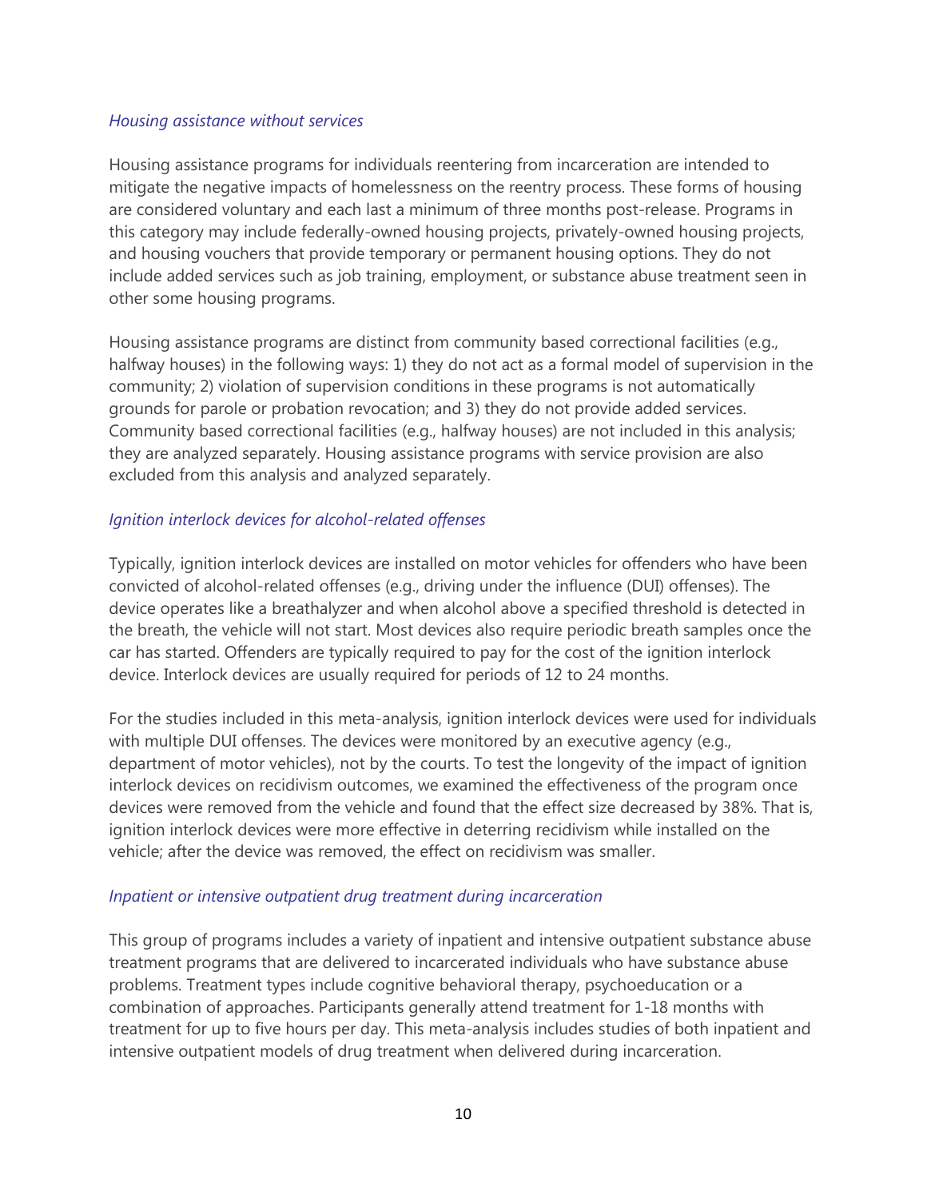*Housing assistance without services*

Housing assistance programs for individuals reentering from incarceration are intended to mitigate the negative impacts of homelessness on the reentry process. These forms of housing are considered voluntary and each last a minimum of three months post-release. Programs in this category may include federally-owned housing projects, privately-owned housing projects, and housing vouchers that provide temporary or permanent housing options. They do not include added services such as job training, employment, or substance abuse treatment seen in other some housing programs.

Housing assistance programs are distinct from community based correctional facilities (e.g., halfway houses) in the following ways: 1) they do not act as a formal model of supervision in the community; 2) violation of supervision conditions in these programs is not automatically grounds for parole or probation revocation; and 3) they do not provide added services. Community based correctional facilities (e.g., halfway houses) are not included in this analysis; they are analyzed separately. Housing assistance programs with service provision are also excluded from this analysis and analyzed separately.

*Ignition interlock devices for alcohol-related offenses*

Typically, ignition interlock devices are installed on motor vehicles for offenders who have been convicted of alcohol-related offenses (e.g., driving under the influence (DUI) offenses). The device operates like a breathalyzer and when alcohol above a specified threshold is detected in the breath, the vehicle will not start. Most devices also require periodic breath samples once the car has started. Offenders are typically required to pay for the cost of the ignition interlock device. Interlock devices are usually required for periods of 12 to 24 months.

For the studies included in this meta-analysis, ignition interlock devices were used for individuals with multiple DUI offenses. The devices were monitored by an executive agency (e.g., department of motor vehicles), not by the courts. To test the longevity of the impact of ignition interlock devices on recidivism outcomes, we examined the effectiveness of the program once devices were removed from the vehicle and found that the effect size decreased by 38%. That is, ignition interlock devices were more effective in deterring recidivism while installed on the vehicle; after the device was removed, the effect on recidivism was smaller.

*Inpatient or intensive outpatient drug treatment during incarceration*

This group of programs includes a variety of inpatient and intensive outpatient substance abuse treatment programs that are delivered to incarcerated individuals who have substance abuse problems. Treatment types include cognitive behavioral therapy, psychoeducation or a combination of approaches. Participants generally attend treatment for 1-18 months with treatment for up to five hours per day. This meta-analysis includes studies of both inpatient and intensive outpatient models of drug treatment when delivered during incarceration.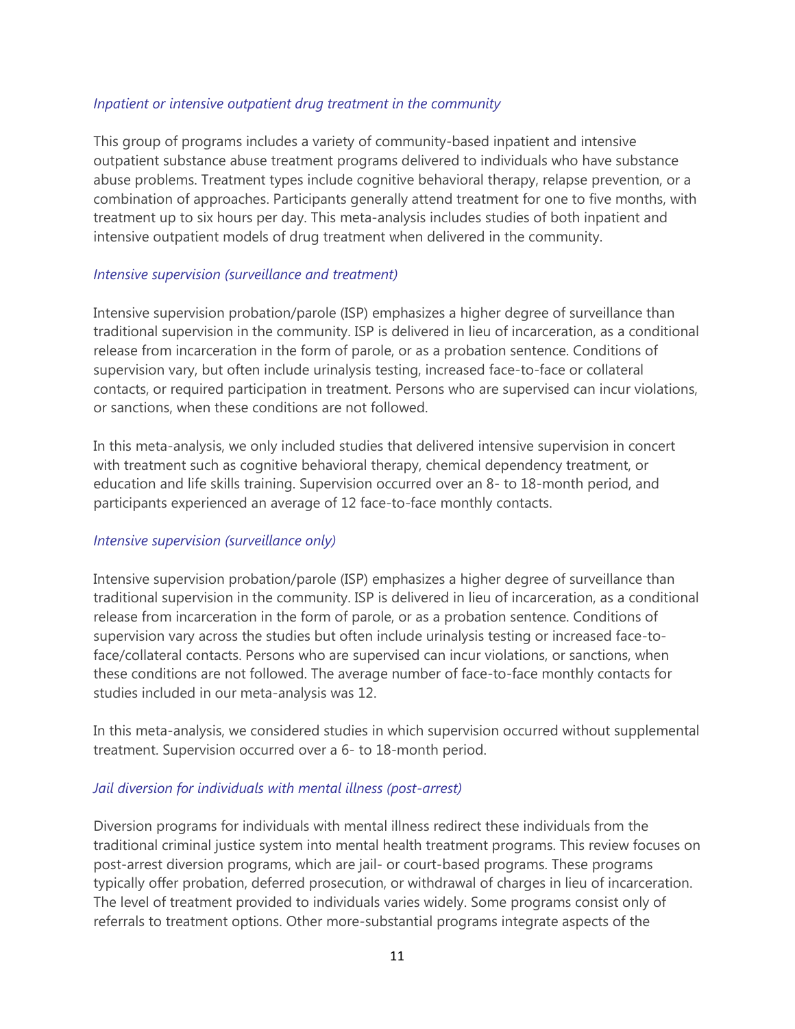*Inpatient or intensive outpatient drug treatment in the community*

This group of programs includes a variety of community-based inpatient and intensive outpatient substance abuse treatment programs delivered to individuals who have substance abuse problems. Treatment types include cognitive behavioral therapy, relapse prevention, or a combination of approaches. Participants generally attend treatment for one to five months, with treatment up to six hours per day. This meta-analysis includes studies of both inpatient and intensive outpatient models of drug treatment when delivered in the community.

*Intensive supervision (surveillance and treatment)*

Intensive supervision probation/parole (ISP) emphasizes a higher degree of surveillance than traditional supervision in the community. ISP is delivered in lieu of incarceration, as a conditional release from incarceration in the form of parole, or as a probation sentence. Conditions of supervision vary, but often include urinalysis testing, increased face-to-face or collateral contacts, or required participation in treatment. Persons who are supervised can incur violations, or sanctions, when these conditions are not followed.

In this meta-analysis, we only included studies that delivered intensive supervision in concert with treatment such as cognitive behavioral therapy, chemical dependency treatment, or education and life skills training. Supervision occurred over an 8- to 18-month period, and participants experienced an average of 12 face-to-face monthly contacts.

*Intensive supervision (surveillance only)*

Intensive supervision probation/parole (ISP) emphasizes a higher degree of surveillance than traditional supervision in the community. ISP is delivered in lieu of incarceration, as a conditional release from incarceration in the form of parole, or as a probation sentence. Conditions of supervision vary across the studies but often include urinalysis testing or increased face-to-face/collateral contacts. Persons who are supervised can incur violations, or sanctions, when these conditions are not followed. The average number of face-to-face monthly contacts for studies included in our meta-analysis was 12.

In this meta-analysis, we considered studies in which supervision occurred without supplemental treatment. Supervision occurred over a 6- to 18-month period.

*Jail diversion for individuals with mental illness (post-arrest)*

Diversion programs for individuals with mental illness redirect these individuals from the traditional criminal justice system into mental health treatment programs. This review focuses on post-arrest diversion programs, which are jail- or court-based programs. These programs typically offer probation, deferred prosecution, or withdrawal of charges in lieu of incarceration. The level of treatment provided to individuals varies widely. Some programs consist only of referrals to treatment options. Other more-substantial programs integrate aspects of the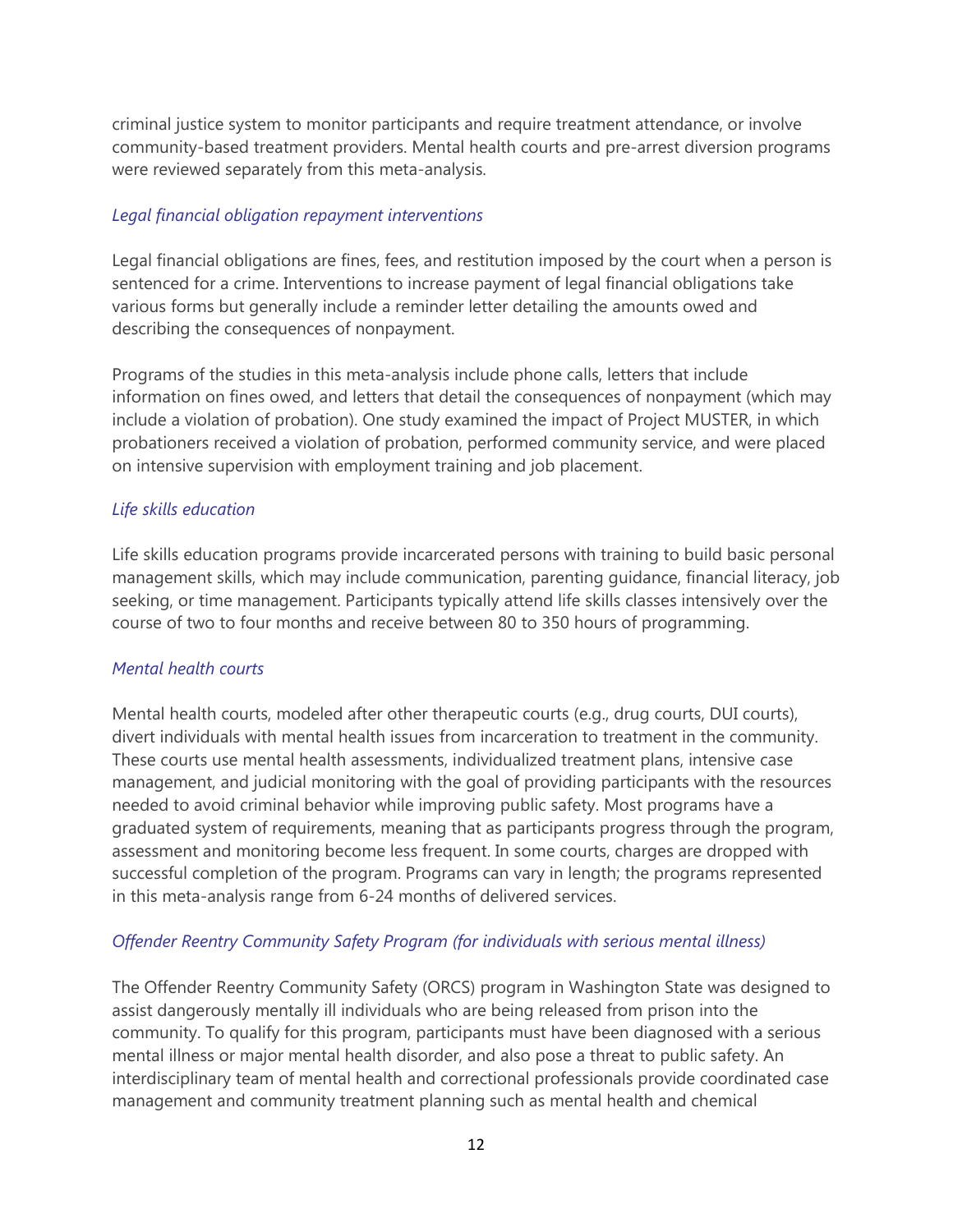criminal justice system to monitor participants and require treatment attendance, or involve community-based treatment providers. Mental health courts and pre-arrest diversion programs were reviewed separately from this meta-analysis.

*Legal financial obligation repayment interventions*

Legal financial obligations are fines, fees, and restitution imposed by the court when a person is sentenced for a crime. Interventions to increase payment of legal financial obligations take various forms but generally include a reminder letter detailing the amounts owed and describing the consequences of nonpayment.

Programs of the studies in this meta-analysis include phone calls, letters that include information on fines owed, and letters that detail the consequences of nonpayment (which may include a violation of probation). One study examined the impact of Project MUSTER, in which probationers received a violation of probation, performed community service, and were placed on intensive supervision with employment training and job placement.

*Life skills education*

Life skills education programs provide incarcerated persons with training to build basic personal management skills, which may include communication, parenting guidance, financial literacy, job seeking, or time management. Participants typically attend life skills classes intensively over the course of two to four months and receive between 80 to 350 hours of programming.

*Mental health courts*

Mental health courts, modeled after other therapeutic courts (e.g., drug courts, DUI courts), divert individuals with mental health issues from incarceration to treatment in the community. These courts use mental health assessments, individualized treatment plans, intensive case management, and judicial monitoring with the goal of providing participants with the resources needed to avoid criminal behavior while improving public safety. Most programs have a graduated system of requirements, meaning that as participants progress through the program, assessment and monitoring become less frequent. In some courts, charges are dropped with successful completion of the program. Programs can vary in length; the programs represented in this meta-analysis range from 6-24 months of delivered services.

*Offender Reentry Community Safety Program (for individuals with serious mental illness)*

The Offender Reentry Community Safety (ORCS) program in Washington State was designed to assist dangerously mentally ill individuals who are being released from prison into the community. To qualify for this program, participants must have been diagnosed with a serious mental illness or major mental health disorder, and also pose a threat to public safety. An interdisciplinary team of mental health and correctional professionals provide coordinated case management and community treatment planning such as mental health and chemical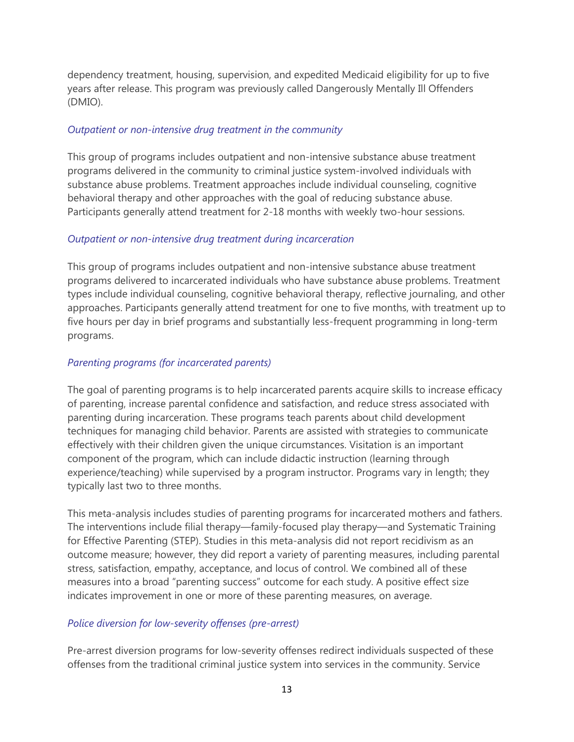dependency treatment, housing, supervision, and expedited Medicaid eligibility for up to five years after release. This program was previously called Dangerously Mentally Ill Offenders (DMIO).

*Outpatient or non-intensive drug treatment in the community*

This group of programs includes outpatient and non-intensive substance abuse treatment programs delivered in the community to criminal justice system-involved individuals with substance abuse problems. Treatment approaches include individual counseling, cognitive behavioral therapy and other approaches with the goal of reducing substance abuse. Participants generally attend treatment for 2-18 months with weekly two-hour sessions.

*Outpatient or non-intensive drug treatment during incarceration*

This group of programs includes outpatient and non-intensive substance abuse treatment programs delivered to incarcerated individuals who have substance abuse problems. Treatment types include individual counseling, cognitive behavioral therapy, reflective journaling, and other approaches. Participants generally attend treatment for one to five months, with treatment up to five hours per day in brief programs and substantially less-frequent programming in long-term programs.

*Parenting programs (for incarcerated parents)*

The goal of parenting programs is to help incarcerated parents acquire skills to increase efficacy of parenting, increase parental confidence and satisfaction, and reduce stress associated with parenting during incarceration. These programs teach parents about child development techniques for managing child behavior. Parents are assisted with strategies to communicate effectively with their children given the unique circumstances. Visitation is an important component of the program, which can include didactic instruction (learning through experience/teaching) while supervised by a program instructor. Programs vary in length; they typically last two to three months.

This meta-analysis includes studies of parenting programs for incarcerated mothers and fathers. The interventions include filial therapy—family-focused play therapy—and Systematic Training for Effective Parenting (STEP). Studies in this meta-analysis did not report recidivism as an outcome measure; however, they did report a variety of parenting measures, including parental stress, satisfaction, empathy, acceptance, and locus of control. We combined all of these measures into a broad "parenting success" outcome for each study. A positive effect size indicates improvement in one or more of these parenting measures, on average.

*Police diversion for low-severity offenses (pre-arrest)*

Pre-arrest diversion programs for low-severity offenses redirect individuals suspected of these offenses from the traditional criminal justice system into services in the community. Service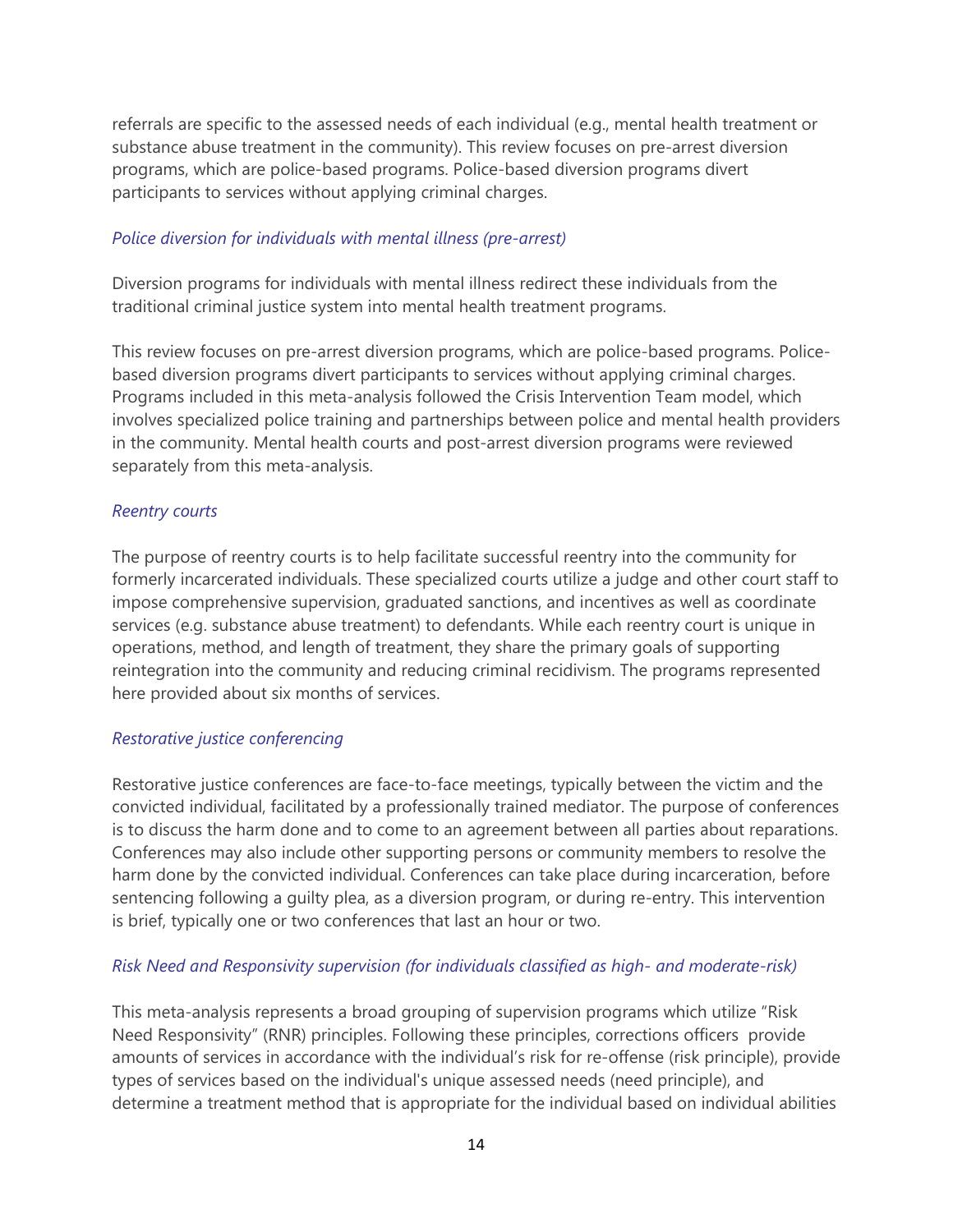referrals are specific to the assessed needs of each individual (e.g., mental health treatment or substance abuse treatment in the community). This review focuses on pre-arrest diversion programs, which are police-based programs. Police-based diversion programs divert participants to services without applying criminal charges.

*Police diversion for individuals with mental illness (pre-arrest)*

Diversion programs for individuals with mental illness redirect these individuals from the traditional criminal justice system into mental health treatment programs.

This review focuses on pre-arrest diversion programs, which are police-based programs. Police-based diversion programs divert participants to services without applying criminal charges. Programs included in this meta-analysis followed the Crisis Intervention Team model, which involves specialized police training and partnerships between police and mental health providers in the community. Mental health courts and post-arrest diversion programs were reviewed separately from this meta-analysis.

*Reentry courts*

The purpose of reentry courts is to help facilitate successful reentry into the community for formerly incarcerated individuals. These specialized courts utilize a judge and other court staff to impose comprehensive supervision, graduated sanctions, and incentives as well as coordinate services (e.g. substance abuse treatment) to defendants. While each reentry court is unique in operations, method, and length of treatment, they share the primary goals of supporting reintegration into the community and reducing criminal recidivism. The programs represented here provided about six months of services.

*Restorative justice conferencing*

Restorative justice conferences are face-to-face meetings, typically between the victim and the convicted individual, facilitated by a professionally trained mediator. The purpose of conferences is to discuss the harm done and to come to an agreement between all parties about reparations. Conferences may also include other supporting persons or community members to resolve the harm done by the convicted individual. Conferences can take place during incarceration, before sentencing following a guilty plea, as a diversion program, or during re-entry. This intervention is brief, typically one or two conferences that last an hour or two.

*Risk Need and Responsivity supervision (for individuals classified as high- and moderate-risk)*

This meta-analysis represents a broad grouping of supervision programs which utilize "Risk Need Responsivity" (RNR) principles. Following these principles, corrections officers provide amounts of services in accordance with the individual's risk for re-offense (risk principle), provide types of services based on the individual's unique assessed needs (need principle), and determine a treatment method that is appropriate for the individual based on individual abilities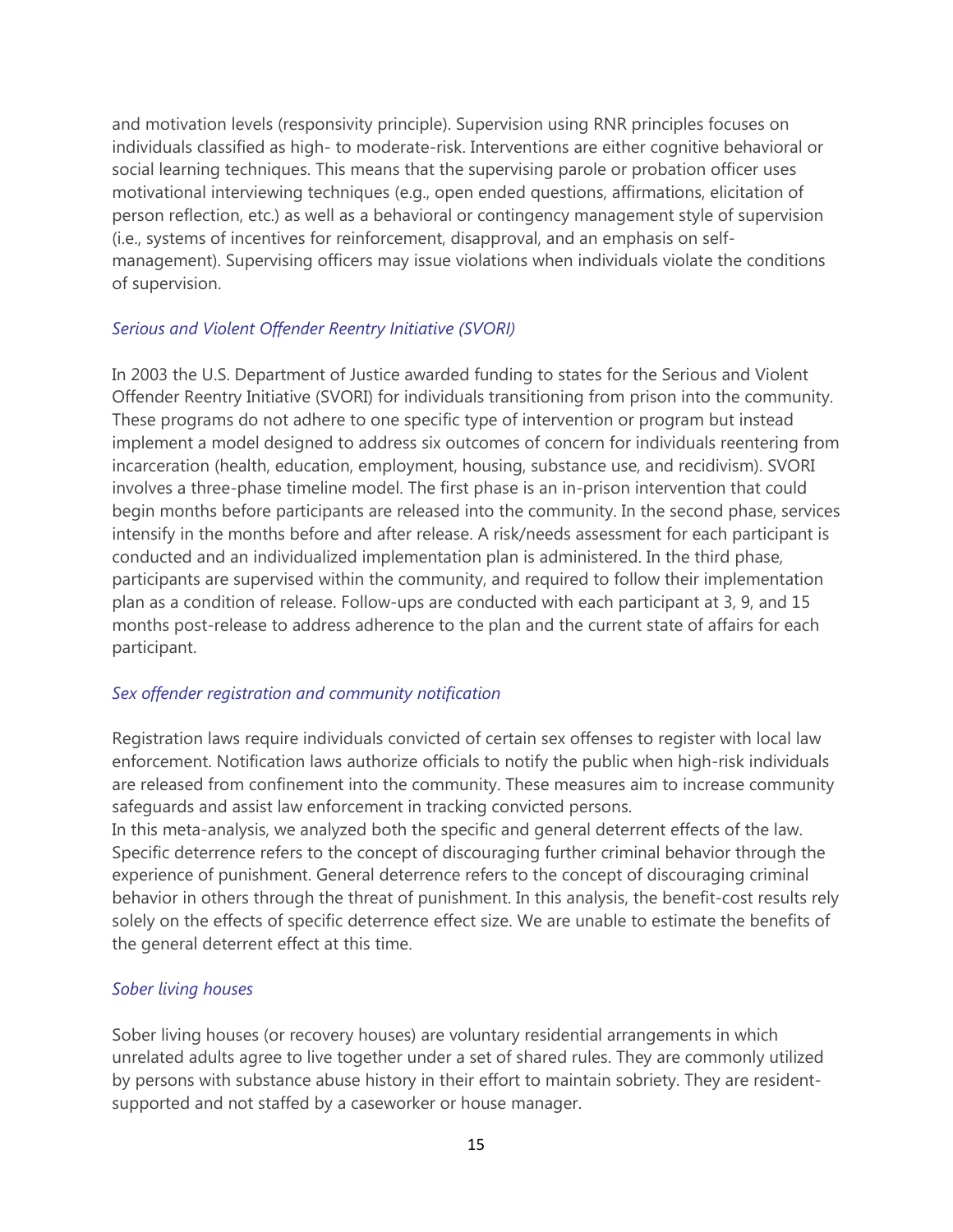and motivation levels (responsivity principle). Supervision using RNR principles focuses on individuals classified as high- to moderate-risk. Interventions are either cognitive behavioral or social learning techniques. This means that the supervising parole or probation officer uses motivational interviewing techniques (e.g., open ended questions, affirmations, elicitation of person reflection, etc.) as well as a behavioral or contingency management style of supervision (i.e., systems of incentives for reinforcement, disapproval, and an emphasis on self-management). Supervising officers may issue violations when individuals violate the conditions of supervision.

*Serious and Violent Offender Reentry Initiative (SVORI)*

In 2003 the U.S. Department of Justice awarded funding to states for the Serious and Violent Offender Reentry Initiative (SVORI) for individuals transitioning from prison into the community. These programs do not adhere to one specific type of intervention or program but instead implement a model designed to address six outcomes of concern for individuals reentering from incarceration (health, education, employment, housing, substance use, and recidivism). SVORI involves a three-phase timeline model. The first phase is an in-prison intervention that could begin months before participants are released into the community. In the second phase, services intensify in the months before and after release. A risk/needs assessment for each participant is conducted and an individualized implementation plan is administered. In the third phase, participants are supervised within the community, and required to follow their implementation plan as a condition of release. Follow-ups are conducted with each participant at 3, 9, and 15 months post-release to address adherence to the plan and the current state of affairs for each participant.

*Sex offender registration and community notification*

Registration laws require individuals convicted of certain sex offenses to register with local law enforcement. Notification laws authorize officials to notify the public when high-risk individuals are released from confinement into the community. These measures aim to increase community safeguards and assist law enforcement in tracking convicted persons.
In this meta-analysis, we analyzed both the specific and general deterrent effects of the law. Specific deterrence refers to the concept of discouraging further criminal behavior through the experience of punishment. General deterrence refers to the concept of discouraging criminal behavior in others through the threat of punishment. In this analysis, the benefit-cost results rely solely on the effects of specific deterrence effect size. We are unable to estimate the benefits of the general deterrent effect at this time.

*Sober living houses*

Sober living houses (or recovery houses) are voluntary residential arrangements in which unrelated adults agree to live together under a set of shared rules. They are commonly utilized by persons with substance abuse history in their effort to maintain sobriety. They are resident-supported and not staffed by a caseworker or house manager.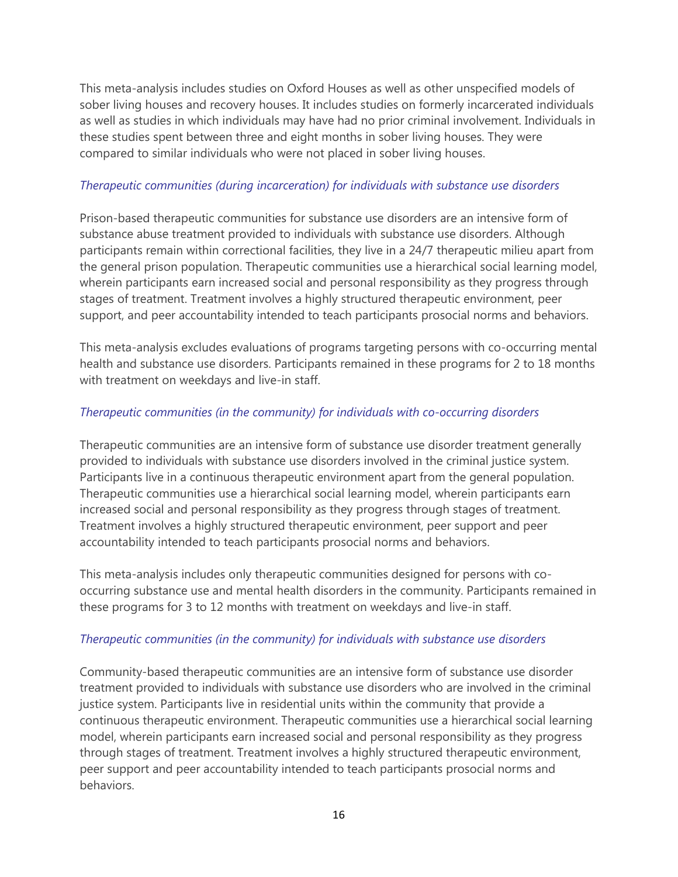This meta-analysis includes studies on Oxford Houses as well as other unspecified models of sober living houses and recovery houses. It includes studies on formerly incarcerated individuals as well as studies in which individuals may have had no prior criminal involvement. Individuals in these studies spent between three and eight months in sober living houses. They were compared to similar individuals who were not placed in sober living houses.

*Therapeutic communities (during incarceration) for individuals with substance use disorders*

Prison-based therapeutic communities for substance use disorders are an intensive form of substance abuse treatment provided to individuals with substance use disorders. Although participants remain within correctional facilities, they live in a 24/7 therapeutic milieu apart from the general prison population. Therapeutic communities use a hierarchical social learning model, wherein participants earn increased social and personal responsibility as they progress through stages of treatment. Treatment involves a highly structured therapeutic environment, peer support, and peer accountability intended to teach participants prosocial norms and behaviors.

This meta-analysis excludes evaluations of programs targeting persons with co-occurring mental health and substance use disorders. Participants remained in these programs for 2 to 18 months with treatment on weekdays and live-in staff.

*Therapeutic communities (in the community) for individuals with co-occurring disorders*

Therapeutic communities are an intensive form of substance use disorder treatment generally provided to individuals with substance use disorders involved in the criminal justice system. Participants live in a continuous therapeutic environment apart from the general population. Therapeutic communities use a hierarchical social learning model, wherein participants earn increased social and personal responsibility as they progress through stages of treatment. Treatment involves a highly structured therapeutic environment, peer support and peer accountability intended to teach participants prosocial norms and behaviors.

This meta-analysis includes only therapeutic communities designed for persons with co-occurring substance use and mental health disorders in the community. Participants remained in these programs for 3 to 12 months with treatment on weekdays and live-in staff.

*Therapeutic communities (in the community) for individuals with substance use disorders*

Community-based therapeutic communities are an intensive form of substance use disorder treatment provided to individuals with substance use disorders who are involved in the criminal justice system. Participants live in residential units within the community that provide a continuous therapeutic environment. Therapeutic communities use a hierarchical social learning model, wherein participants earn increased social and personal responsibility as they progress through stages of treatment. Treatment involves a highly structured therapeutic environment, peer support and peer accountability intended to teach participants prosocial norms and behaviors.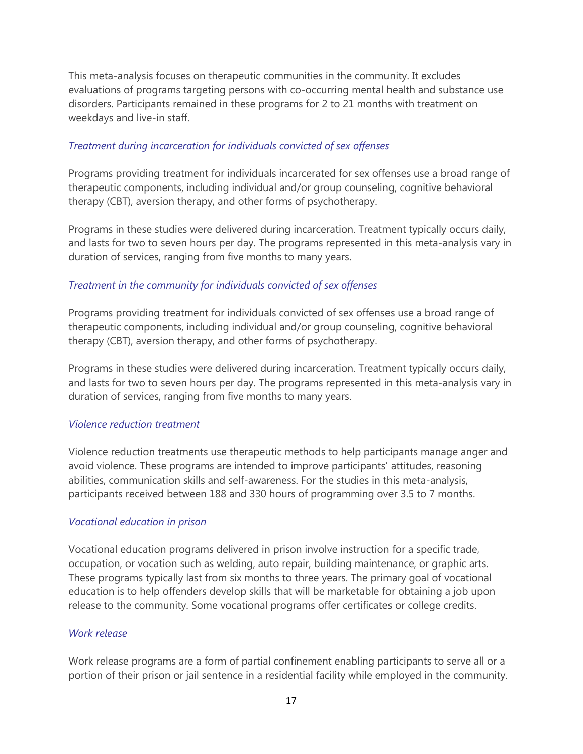This meta-analysis focuses on therapeutic communities in the community. It excludes evaluations of programs targeting persons with co-occurring mental health and substance use disorders. Participants remained in these programs for 2 to 21 months with treatment on weekdays and live-in staff.

### *Treatment during incarceration for individuals convicted of sex offenses*

Programs providing treatment for individuals incarcerated for sex offenses use a broad range of therapeutic components, including individual and/or group counseling, cognitive behavioral therapy (CBT), aversion therapy, and other forms of psychotherapy.

Programs in these studies were delivered during incarceration. Treatment typically occurs daily, and lasts for two to seven hours per day. The programs represented in this meta-analysis vary in duration of services, ranging from five months to many years.

### *Treatment in the community for individuals convicted of sex offenses*

Programs providing treatment for individuals convicted of sex offenses use a broad range of therapeutic components, including individual and/or group counseling, cognitive behavioral therapy (CBT), aversion therapy, and other forms of psychotherapy.

Programs in these studies were delivered during incarceration. Treatment typically occurs daily, and lasts for two to seven hours per day. The programs represented in this meta-analysis vary in duration of services, ranging from five months to many years.

### *Violence reduction treatment*

Violence reduction treatments use therapeutic methods to help participants manage anger and avoid violence. These programs are intended to improve participants' attitudes, reasoning abilities, communication skills and self-awareness. For the studies in this meta-analysis, participants received between 188 and 330 hours of programming over 3.5 to 7 months.

### *Vocational education in prison*

Vocational education programs delivered in prison involve instruction for a specific trade, occupation, or vocation such as welding, auto repair, building maintenance, or graphic arts. These programs typically last from six months to three years. The primary goal of vocational education is to help offenders develop skills that will be marketable for obtaining a job upon release to the community. Some vocational programs offer certificates or college credits.

### *Work release*

Work release programs are a form of partial confinement enabling participants to serve all or a portion of their prison or jail sentence in a residential facility while employed in the community.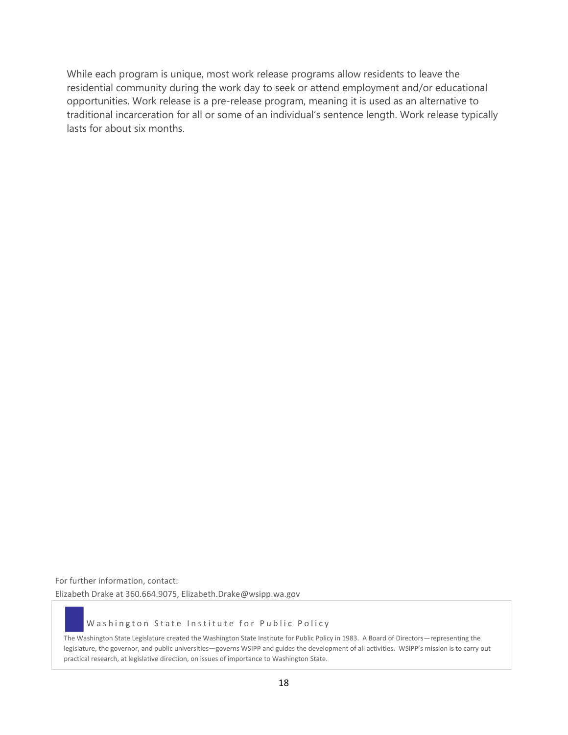While each program is unique, most work release programs allow residents to leave the residential community during the work day to seek or attend employment and/or educational opportunities. Work release is a pre-release program, meaning it is used as an alternative to traditional incarceration for all or some of an individual's sentence length. Work release typically lasts for about six months.

For further information, contact:
Elizabeth Drake at 360.664.9075, Elizabeth.Drake@wsipp.wa.gov

Washington State Institute for Public Policy

The Washington State Legislature created the Washington State Institute for Public Policy in 1983. A Board of Directors—representing the legislature, the governor, and public universities—governs WSIPP and guides the development of all activities. WSIPP's mission is to carry out practical research, at legislative direction, on issues of importance to Washington State.